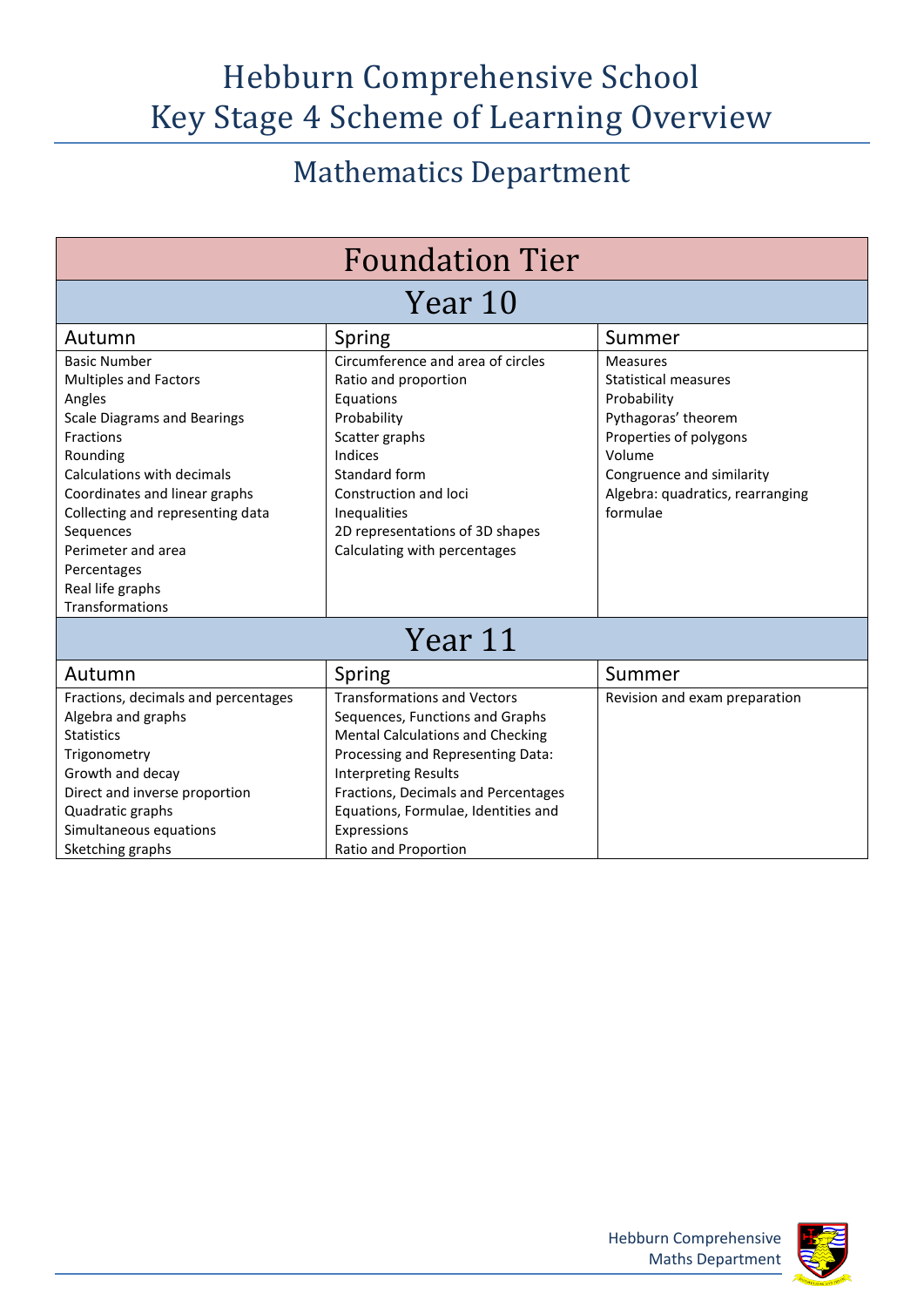# Hebburn Comprehensive School
# Key Stage 4 Scheme of Learning Overview

## Mathematics Department

### Foundation Tier

#### Year 10

| Autumn | Spring | Summer |
|---|---|---|
| Basic Number<br>Multiples and Factors<br>Angles<br>Scale Diagrams and Bearings<br>Fractions<br>Rounding<br>Calculations with decimals<br>Coordinates and linear graphs<br>Collecting and representing data<br>Sequences<br>Perimeter and area<br>Percentages<br>Real life graphs<br>Transformations | Circumference and area of circles<br>Ratio and proportion<br>Equations<br>Probability<br>Scatter graphs<br>Indices<br>Standard form<br>Construction and loci<br>Inequalities<br>2D representations of 3D shapes<br>Calculating with percentages | Measures<br>Statistical measures<br>Probability<br>Pythagoras' theorem<br>Properties of polygons<br>Volume<br>Congruence and similarity<br>Algebra: quadratics, rearranging formulae |

#### Year 11

| Autumn | Spring | Summer |
|---|---|---|
| Fractions, decimals and percentages<br>Algebra and graphs<br>Statistics<br>Trigonometry<br>Growth and decay<br>Direct and inverse proportion<br>Quadratic graphs<br>Simultaneous equations<br>Sketching graphs | Transformations and Vectors<br>Sequences, Functions and Graphs<br>Mental Calculations and Checking<br>Processing and Representing Data: Interpreting Results<br>Fractions, Decimals and Percentages<br>Equations, Formulae, Identities and Expressions<br>Ratio and Proportion | Revision and exam preparation |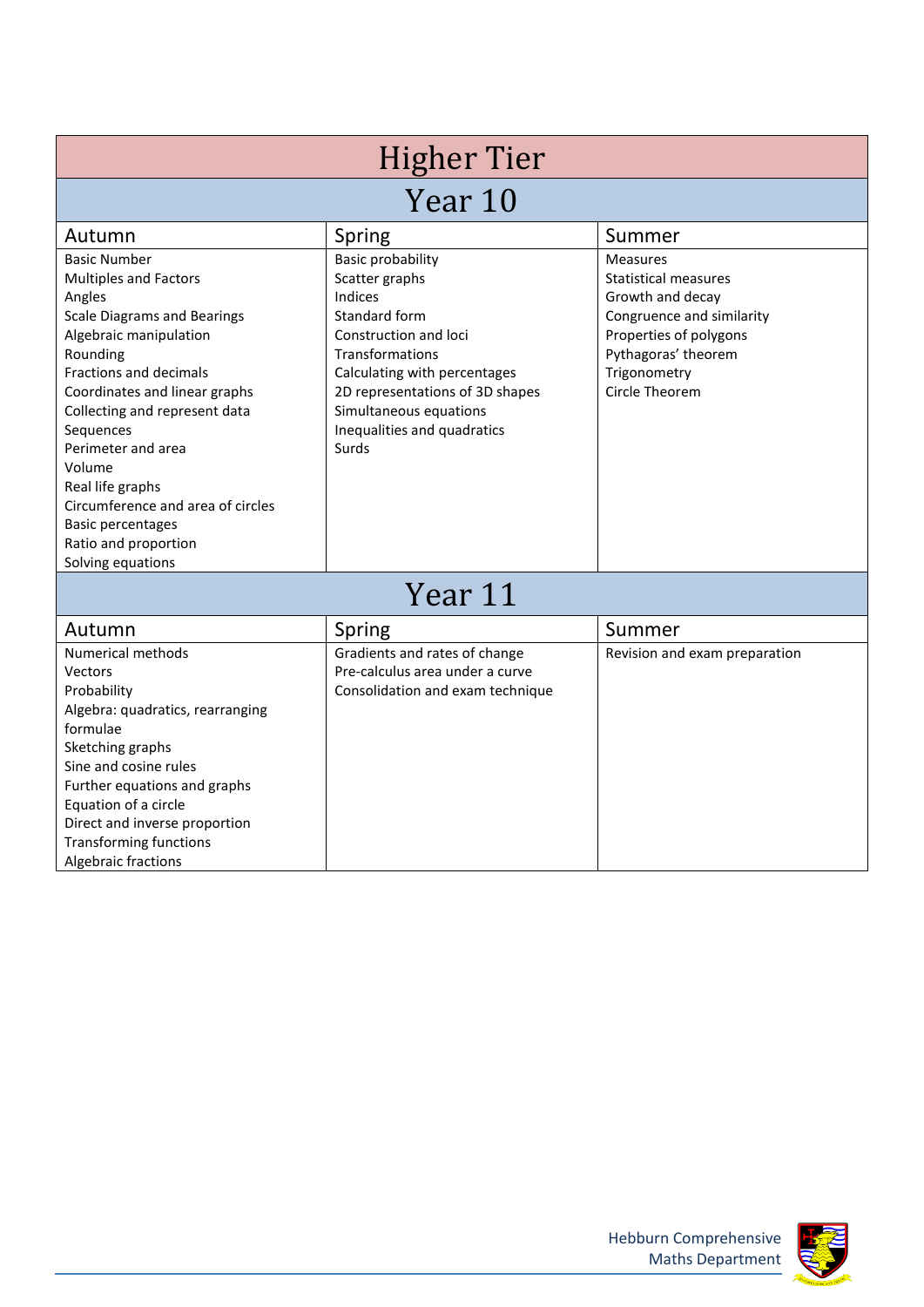# Higher Tier

## Year 10

| Autumn | Spring | Summer |
|---|---|---|
| Basic Number<br>Multiples and Factors<br>Angles<br>Scale Diagrams and Bearings<br>Algebraic manipulation<br>Rounding<br>Fractions and decimals<br>Coordinates and linear graphs<br>Collecting and represent data<br>Sequences<br>Perimeter and area<br>Volume<br>Real life graphs<br>Circumference and area of circles<br>Basic percentages<br>Ratio and proportion<br>Solving equations | Basic probability<br>Scatter graphs<br>Indices<br>Standard form<br>Construction and loci<br>Transformations<br>Calculating with percentages<br>2D representations of 3D shapes<br>Simultaneous equations<br>Inequalities and quadratics<br>Surds | Measures<br>Statistical measures<br>Growth and decay<br>Congruence and similarity<br>Properties of polygons<br>Pythagoras' theorem<br>Trigonometry<br>Circle Theorem |

## Year 11

| Autumn | Spring | Summer |
|---|---|---|
| Numerical methods<br>Vectors<br>Probability<br>Algebra: quadratics, rearranging formulae<br>Sketching graphs<br>Sine and cosine rules<br>Further equations and graphs<br>Equation of a circle<br>Direct and inverse proportion<br>Transforming functions<br>Algebraic fractions | Gradients and rates of change<br>Pre-calculus area under a curve<br>Consolidation and exam technique | Revision and exam preparation |